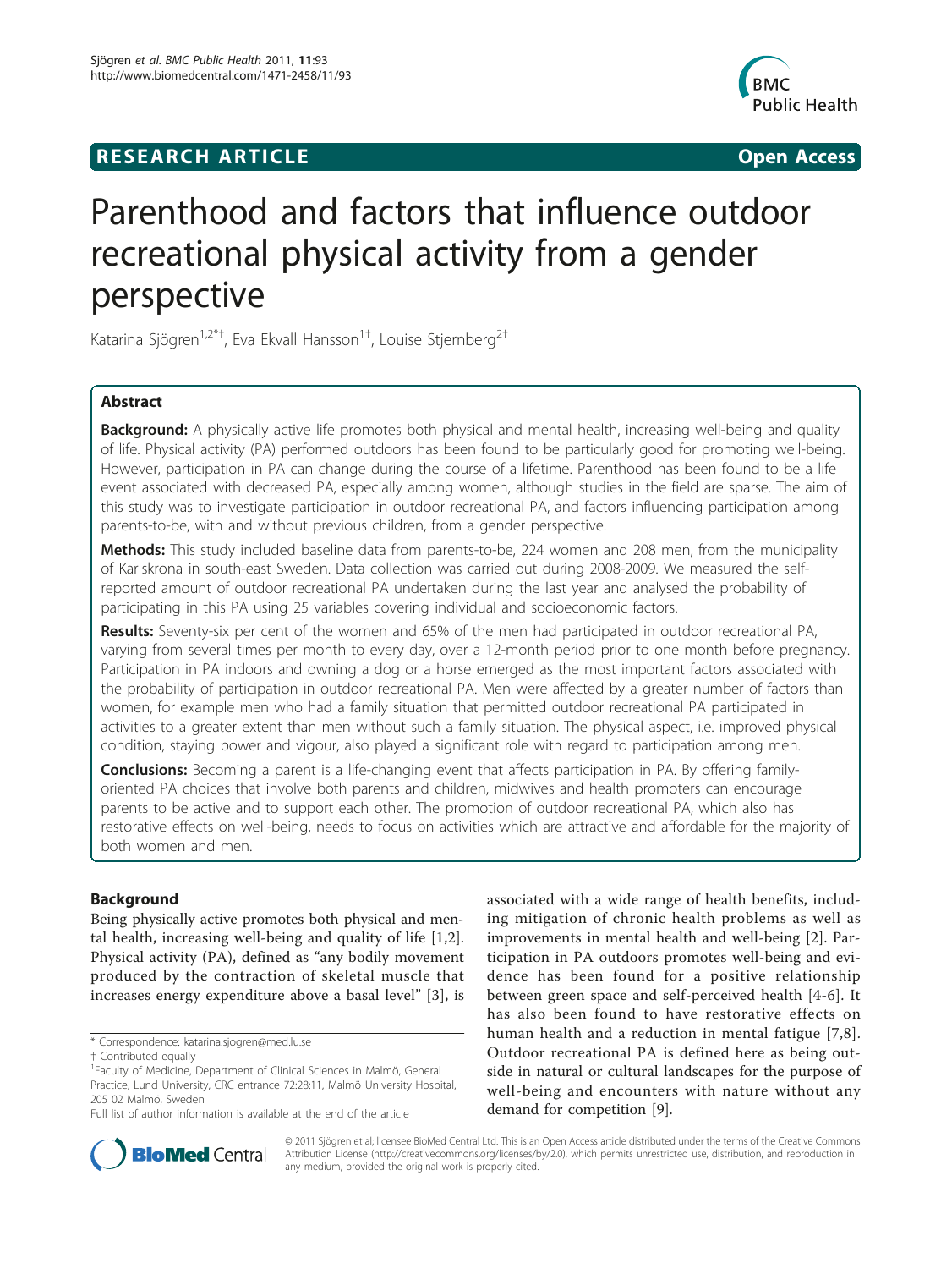RESEARCH ARTICLE **Open Access**

# Parenthood and factors that influence outdoor recreational physical activity from a gender perspective

Katarina Sjögren[1,2*†], Eva Ekvall Hansson[1†], Louise Stjernberg[2†]

## Abstract

**Background:** A physically active life promotes both physical and mental health, increasing well-being and quality of life. Physical activity (PA) performed outdoors has been found to be particularly good for promoting well-being. However, participation in PA can change during the course of a lifetime. Parenthood has been found to be a life event associated with decreased PA, especially among women, although studies in the field are sparse. The aim of this study was to investigate participation in outdoor recreational PA, and factors influencing participation among parents-to-be, with and without previous children, from a gender perspective.

**Methods:** This study included baseline data from parents-to-be, 224 women and 208 men, from the municipality of Karlskrona in south-east Sweden. Data collection was carried out during 2008-2009. We measured the self-reported amount of outdoor recreational PA undertaken during the last year and analysed the probability of participating in this PA using 25 variables covering individual and socioeconomic factors.

**Results:** Seventy-six per cent of the women and 65% of the men had participated in outdoor recreational PA, varying from several times per month to every day, over a 12-month period prior to one month before pregnancy. Participation in PA indoors and owning a dog or a horse emerged as the most important factors associated with the probability of participation in outdoor recreational PA. Men were affected by a greater number of factors than women, for example men who had a family situation that permitted outdoor recreational PA participated in activities to a greater extent than men without such a family situation. The physical aspect, i.e. improved physical condition, staying power and vigour, also played a significant role with regard to participation among men.

**Conclusions:** Becoming a parent is a life-changing event that affects participation in PA. By offering family-oriented PA choices that involve both parents and children, midwives and health promoters can encourage parents to be active and to support each other. The promotion of outdoor recreational PA, which also has restorative effects on well-being, needs to focus on activities which are attractive and affordable for the majority of both women and men.

## Background

Being physically active promotes both physical and mental health, increasing well-being and quality of life [1,2]. Physical activity (PA), defined as "any bodily movement produced by the contraction of skeletal muscle that increases energy expenditure above a basal level" [3], is associated with a wide range of health benefits, including mitigation of chronic health problems as well as improvements in mental health and well-being [2]. Participation in PA outdoors promotes well-being and evidence has been found for a positive relationship between green space and self-perceived health [4-6]. It has also been found to have restorative effects on human health and a reduction in mental fatigue [7,8]. Outdoor recreational PA is defined here as being outside in natural or cultural landscapes for the purpose of well-being and encounters with nature without any demand for competition [9].

\* Correspondence: katarina.sjogren@med.lu.se
† Contributed equally
[1]Faculty of Medicine, Department of Clinical Sciences in Malmö, General Practice, Lund University, CRC entrance 72:28:11, Malmö University Hospital, 205 02 Malmö, Sweden
Full list of author information is available at the end of the article

© 2011 Sjögren et al; licensee BioMed Central Ltd. This is an Open Access article distributed under the terms of the Creative Commons Attribution License (http://creativecommons.org/licenses/by/2.0), which permits unrestricted use, distribution, and reproduction in any medium, provided the original work is properly cited.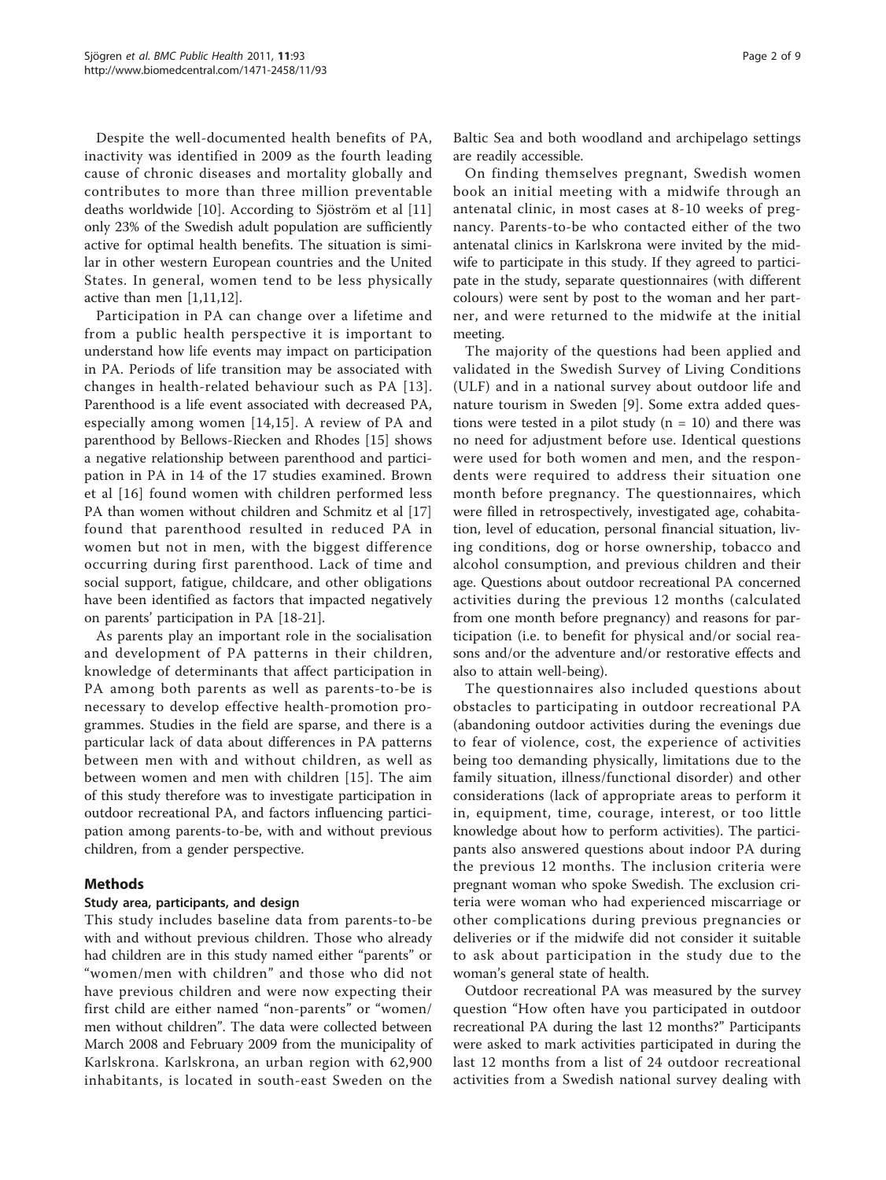Despite the well-documented health benefits of PA, inactivity was identified in 2009 as the fourth leading cause of chronic diseases and mortality globally and contributes to more than three million preventable deaths worldwide [10]. According to Sjöström et al [11] only 23% of the Swedish adult population are sufficiently active for optimal health benefits. The situation is similar in other western European countries and the United States. In general, women tend to be less physically active than men [1,11,12].

Participation in PA can change over a lifetime and from a public health perspective it is important to understand how life events may impact on participation in PA. Periods of life transition may be associated with changes in health-related behaviour such as PA [13]. Parenthood is a life event associated with decreased PA, especially among women [14,15]. A review of PA and parenthood by Bellows-Riecken and Rhodes [15] shows a negative relationship between parenthood and participation in PA in 14 of the 17 studies examined. Brown et al [16] found women with children performed less PA than women without children and Schmitz et al [17] found that parenthood resulted in reduced PA in women but not in men, with the biggest difference occurring during first parenthood. Lack of time and social support, fatigue, childcare, and other obligations have been identified as factors that impacted negatively on parents' participation in PA [18-21].

As parents play an important role in the socialisation and development of PA patterns in their children, knowledge of determinants that affect participation in PA among both parents as well as parents-to-be is necessary to develop effective health-promotion programmes. Studies in the field are sparse, and there is a particular lack of data about differences in PA patterns between men with and without children, as well as between women and men with children [15]. The aim of this study therefore was to investigate participation in outdoor recreational PA, and factors influencing participation among parents-to-be, with and without previous children, from a gender perspective.

## Methods

### Study area, participants, and design

This study includes baseline data from parents-to-be with and without previous children. Those who already had children are in this study named either "parents" or "women/men with children" and those who did not have previous children and were now expecting their first child are either named "non-parents" or "women/men without children". The data were collected between March 2008 and February 2009 from the municipality of Karlskrona. Karlskrona, an urban region with 62,900 inhabitants, is located in south-east Sweden on the Baltic Sea and both woodland and archipelago settings are readily accessible.

On finding themselves pregnant, Swedish women book an initial meeting with a midwife through an antenatal clinic, in most cases at 8-10 weeks of pregnancy. Parents-to-be who contacted either of the two antenatal clinics in Karlskrona were invited by the midwife to participate in this study. If they agreed to participate in the study, separate questionnaires (with different colours) were sent by post to the woman and her partner, and were returned to the midwife at the initial meeting.

The majority of the questions had been applied and validated in the Swedish Survey of Living Conditions (ULF) and in a national survey about outdoor life and nature tourism in Sweden [9]. Some extra added questions were tested in a pilot study (n = 10) and there was no need for adjustment before use. Identical questions were used for both women and men, and the respondents were required to address their situation one month before pregnancy. The questionnaires, which were filled in retrospectively, investigated age, cohabitation, level of education, personal financial situation, living conditions, dog or horse ownership, tobacco and alcohol consumption, and previous children and their age. Questions about outdoor recreational PA concerned activities during the previous 12 months (calculated from one month before pregnancy) and reasons for participation (i.e. to benefit for physical and/or social reasons and/or the adventure and/or restorative effects and also to attain well-being).

The questionnaires also included questions about obstacles to participating in outdoor recreational PA (abandoning outdoor activities during the evenings due to fear of violence, cost, the experience of activities being too demanding physically, limitations due to the family situation, illness/functional disorder) and other considerations (lack of appropriate areas to perform it in, equipment, time, courage, interest, or too little knowledge about how to perform activities). The participants also answered questions about indoor PA during the previous 12 months. The inclusion criteria were pregnant woman who spoke Swedish. The exclusion criteria were woman who had experienced miscarriage or other complications during previous pregnancies or deliveries or if the midwife did not consider it suitable to ask about participation in the study due to the woman's general state of health.

Outdoor recreational PA was measured by the survey question "How often have you participated in outdoor recreational PA during the last 12 months?" Participants were asked to mark activities participated in during the last 12 months from a list of 24 outdoor recreational activities from a Swedish national survey dealing with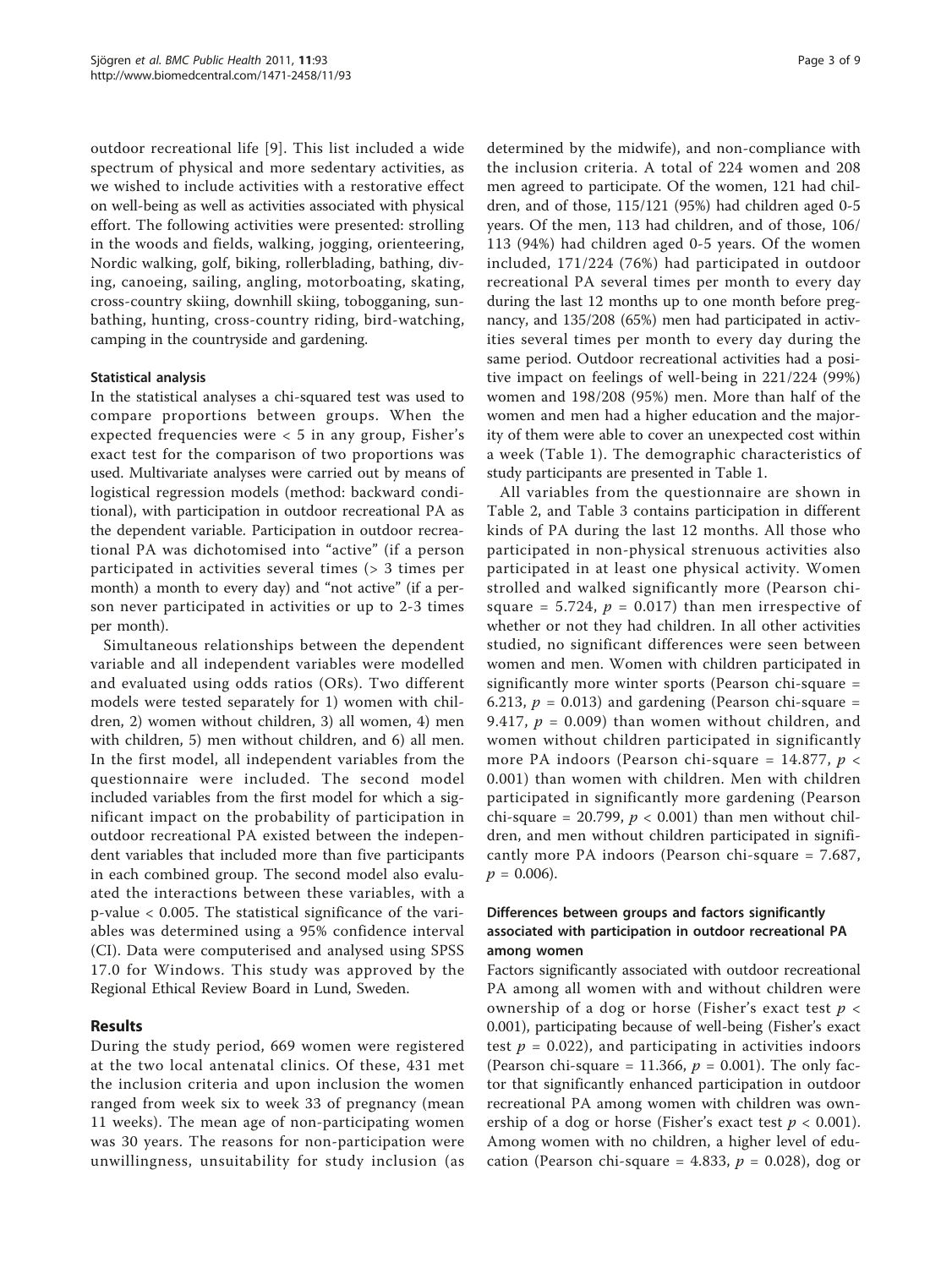outdoor recreational life [9]. This list included a wide spectrum of physical and more sedentary activities, as we wished to include activities with a restorative effect on well-being as well as activities associated with physical effort. The following activities were presented: strolling in the woods and fields, walking, jogging, orienteering, Nordic walking, golf, biking, rollerblading, bathing, diving, canoeing, sailing, angling, motorboating, skating, cross-country skiing, downhill skiing, tobogganing, sunbathing, hunting, cross-country riding, bird-watching, camping in the countryside and gardening.

#### Statistical analysis

In the statistical analyses a chi-squared test was used to compare proportions between groups. When the expected frequencies were < 5 in any group, Fisher's exact test for the comparison of two proportions was used. Multivariate analyses were carried out by means of logistical regression models (method: backward conditional), with participation in outdoor recreational PA as the dependent variable. Participation in outdoor recreational PA was dichotomised into "active" (if a person participated in activities several times (> 3 times per month) a month to every day) and "not active" (if a person never participated in activities or up to 2-3 times per month).

Simultaneous relationships between the dependent variable and all independent variables were modelled and evaluated using odds ratios (ORs). Two different models were tested separately for 1) women with children, 2) women without children, 3) all women, 4) men with children, 5) men without children, and 6) all men. In the first model, all independent variables from the questionnaire were included. The second model included variables from the first model for which a significant impact on the probability of participation in outdoor recreational PA existed between the independent variables that included more than five participants in each combined group. The second model also evaluated the interactions between these variables, with a p-value < 0.005. The statistical significance of the variables was determined using a 95% confidence interval (CI). Data were computerised and analysed using SPSS 17.0 for Windows. This study was approved by the Regional Ethical Review Board in Lund, Sweden.

## Results

During the study period, 669 women were registered at the two local antenatal clinics. Of these, 431 met the inclusion criteria and upon inclusion the women ranged from week six to week 33 of pregnancy (mean 11 weeks). The mean age of non-participating women was 30 years. The reasons for non-participation were unwillingness, unsuitability for study inclusion (as determined by the midwife), and non-compliance with the inclusion criteria. A total of 224 women and 208 men agreed to participate. Of the women, 121 had children, and of those, 115/121 (95%) had children aged 0-5 years. Of the men, 113 had children, and of those, 106/113 (94%) had children aged 0-5 years. Of the women included, 171/224 (76%) had participated in outdoor recreational PA several times per month to every day during the last 12 months up to one month before pregnancy, and 135/208 (65%) men had participated in activities several times per month to every day during the same period. Outdoor recreational activities had a positive impact on feelings of well-being in 221/224 (99%) women and 198/208 (95%) men. More than half of the women and men had a higher education and the majority of them were able to cover an unexpected cost within a week (Table 1). The demographic characteristics of study participants are presented in Table 1.

All variables from the questionnaire are shown in Table 2, and Table 3 contains participation in different kinds of PA during the last 12 months. All those who participated in non-physical strenuous activities also participated in at least one physical activity. Women strolled and walked significantly more (Pearson chi-square = 5.724, $p = 0.017$) than men irrespective of whether or not they had children. In all other activities studied, no significant differences were seen between women and men. Women with children participated in significantly more winter sports (Pearson chi-square = 6.213, $p = 0.013$) and gardening (Pearson chi-square = 9.417, $p = 0.009$) than women without children, and women without children participated in significantly more PA indoors (Pearson chi-square = 14.877, $p < 0.001$) than women with children. Men with children participated in significantly more gardening (Pearson chi-square = 20.799, $p < 0.001$) than men without children, and men without children participated in significantly more PA indoors (Pearson chi-square = 7.687, $p = 0.006$).

#### Differences between groups and factors significantly associated with participation in outdoor recreational PA among women

Factors significantly associated with outdoor recreational PA among all women with and without children were ownership of a dog or horse (Fisher's exact test $p < 0.001$), participating because of well-being (Fisher's exact test $p = 0.022$), and participating in activities indoors (Pearson chi-square = 11.366, $p = 0.001$). The only factor that significantly enhanced participation in outdoor recreational PA among women with children was ownership of a dog or horse (Fisher's exact test $p < 0.001$). Among women with no children, a higher level of education (Pearson chi-square = 4.833, $p = 0.028$), dog or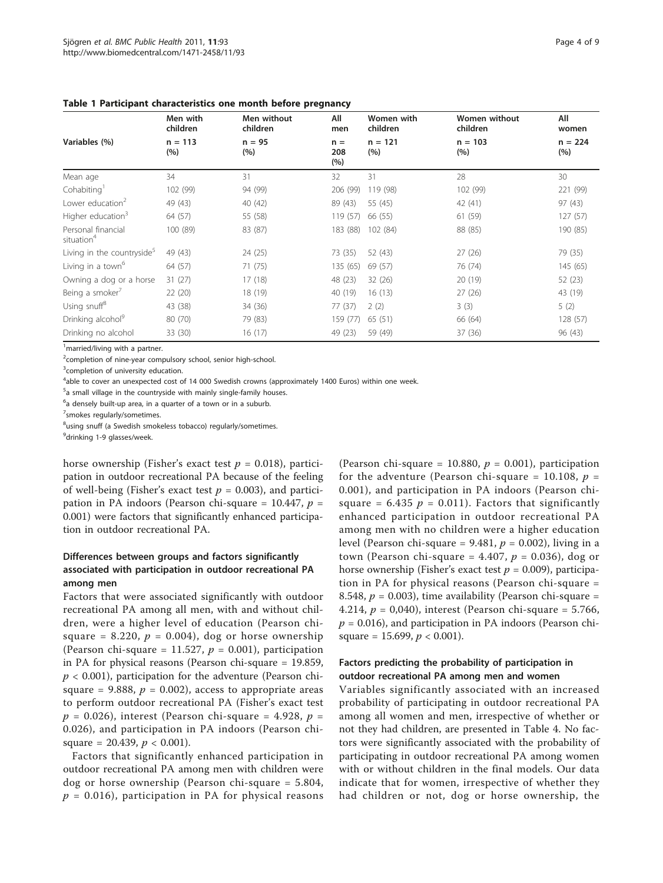**Table 1 Participant characteristics one month before pregnancy**

| Variables (%) | Men with children n = 113 (%) | Men without children n = 95 (%) | All men n = 208 (%) | Women with children n = 121 (%) | Women without children n = 103 (%) | All women n = 224 (%) |
|---|---|---|---|---|---|---|
| Mean age | 34 | 31 | 32 | 31 | 28 | 30 |
| Cohabiting[1] | 102 (99) | 94 (99) | 206 (99) | 119 (98) | 102 (99) | 221 (99) |
| Lower education[2] | 49 (43) | 40 (42) | 89 (43) | 55 (45) | 42 (41) | 97 (43) |
| Higher education[3] | 64 (57) | 55 (58) | 119 (57) | 66 (55) | 61 (59) | 127 (57) |
| Personal financial situation[4] | 100 (89) | 83 (87) | 183 (88) | 102 (84) | 88 (85) | 190 (85) |
| Living in the countryside[5] | 49 (43) | 24 (25) | 73 (35) | 52 (43) | 27 (26) | 79 (35) |
| Living in a town[6] | 64 (57) | 71 (75) | 135 (65) | 69 (57) | 76 (74) | 145 (65) |
| Owning a dog or a horse | 31 (27) | 17 (18) | 48 (23) | 32 (26) | 20 (19) | 52 (23) |
| Being a smoker[7] | 22 (20) | 18 (19) | 40 (19) | 16 (13) | 27 (26) | 43 (19) |
| Using snuff[8] | 43 (38) | 34 (36) | 77 (37) | 2 (2) | 3 (3) | 5 (2) |
| Drinking alcohol[9] | 80 (70) | 79 (83) | 159 (77) | 65 (51) | 66 (64) | 128 (57) |
| Drinking no alcohol | 33 (30) | 16 (17) | 49 (23) | 59 (49) | 37 (36) | 96 (43) |

[1]married/living with a partner.
[2]completion of nine-year compulsory school, senior high-school.
[3]completion of university education.
[4]able to cover an unexpected cost of 14 000 Swedish crowns (approximately 1400 Euros) within one week.
[5]a small village in the countryside with mainly single-family houses.
[6]a densely built-up area, in a quarter of a town or in a suburb.
[7]smokes regularly/sometimes.
[8]using snuff (a Swedish smokeless tobacco) regularly/sometimes.
[9]drinking 1-9 glasses/week.

horse ownership (Fisher's exact test $p = 0.018$), participation in outdoor recreational PA because of the feeling of well-being (Fisher's exact test $p = 0.003$), and participation in PA indoors (Pearson chi-square = 10.447, $p = 0.001$) were factors that significantly enhanced participation in outdoor recreational PA.

### Differences between groups and factors significantly associated with participation in outdoor recreational PA among men

Factors that were associated significantly with outdoor recreational PA among all men, with and without children, were a higher level of education (Pearson chi-square = 8.220, $p = 0.004$), dog or horse ownership (Pearson chi-square = 11.527, $p = 0.001$), participation in PA for physical reasons (Pearson chi-square = 19.859, $p < 0.001$), participation for the adventure (Pearson chi-square = 9.888, $p = 0.002$), access to appropriate areas to perform outdoor recreational PA (Fisher's exact test $p = 0.026$), interest (Pearson chi-square = 4.928, $p = 0.026$), and participation in PA indoors (Pearson chi-square = 20.439, $p < 0.001$).

Factors that significantly enhanced participation in outdoor recreational PA among men with children were dog or horse ownership (Pearson chi-square = 5.804, $p = 0.016$), participation in PA for physical reasons (Pearson chi-square = 10.880, $p = 0.001$), participation for the adventure (Pearson chi-square = 10.108, $p = 0.001$), and participation in PA indoors (Pearson chi-square = 6.435 $p = 0.011$). Factors that significantly enhanced participation in outdoor recreational PA among men with no children were a higher education level (Pearson chi-square = 9.481, $p = 0.002$), living in a town (Pearson chi-square = 4.407, $p = 0.036$), dog or horse ownership (Fisher's exact test $p = 0.009$), participation in PA for physical reasons (Pearson chi-square = 8.548, $p = 0.003$), time availability (Pearson chi-square = 4.214, $p = 0,040$), interest (Pearson chi-square = 5.766, $p = 0.016$), and participation in PA indoors (Pearson chi-square = 15.699, $p < 0.001$).

### Factors predicting the probability of participation in outdoor recreational PA among men and women

Variables significantly associated with an increased probability of participating in outdoor recreational PA among all women and men, irrespective of whether or not they had children, are presented in Table 4. No factors were significantly associated with the probability of participating in outdoor recreational PA among women with or without children in the final models. Our data indicate that for women, irrespective of whether they had children or not, dog or horse ownership, the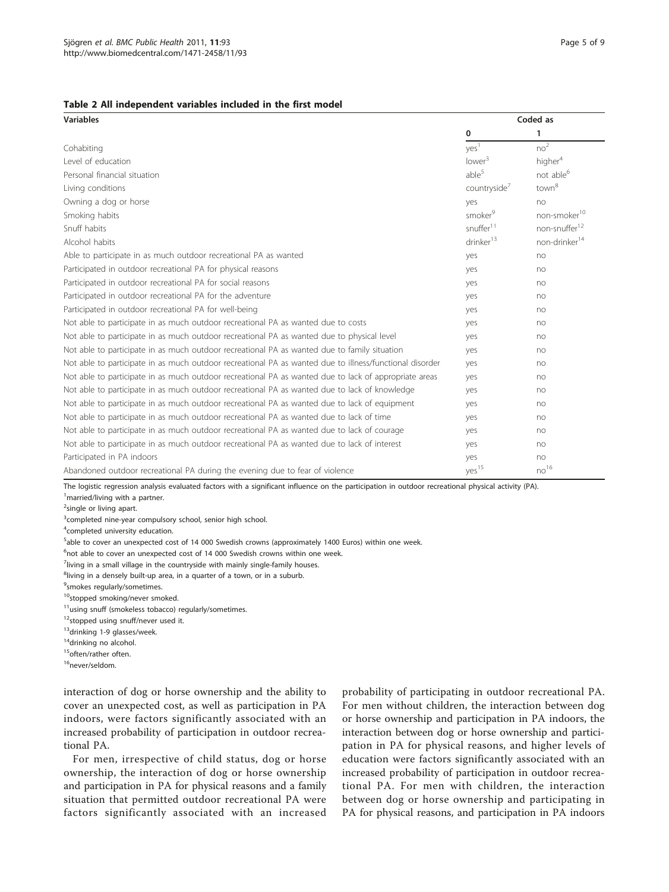**Table 2 All independent variables included in the first model**

| Variables | Coded as | |
|---|---|---|
| | 0 | 1 |
| Cohabiting | yes[1] | no[2] |
| Level of education | lower[3] | higher[4] |
| Personal financial situation | able[5] | not able[6] |
| Living conditions | countryside[7] | town[8] |
| Owning a dog or horse | yes | no |
| Smoking habits | smoker[9] | non-smoker[10] |
| Snuff habits | snuffer[11] | non-snuffer[12] |
| Alcohol habits | drinker[13] | non-drinker[14] |
| Able to participate in as much outdoor recreational PA as wanted | yes | no |
| Participated in outdoor recreational PA for physical reasons | yes | no |
| Participated in outdoor recreational PA for social reasons | yes | no |
| Participated in outdoor recreational PA for the adventure | yes | no |
| Participated in outdoor recreational PA for well-being | yes | no |
| Not able to participate in as much outdoor recreational PA as wanted due to costs | yes | no |
| Not able to participate in as much outdoor recreational PA as wanted due to physical level | yes | no |
| Not able to participate in as much outdoor recreational PA as wanted due to family situation | yes | no |
| Not able to participate in as much outdoor recreational PA as wanted due to illness/functional disorder | yes | no |
| Not able to participate in as much outdoor recreational PA as wanted due to lack of appropriate areas | yes | no |
| Not able to participate in as much outdoor recreational PA as wanted due to lack of knowledge | yes | no |
| Not able to participate in as much outdoor recreational PA as wanted due to lack of equipment | yes | no |
| Not able to participate in as much outdoor recreational PA as wanted due to lack of time | yes | no |
| Not able to participate in as much outdoor recreational PA as wanted due to lack of courage | yes | no |
| Not able to participate in as much outdoor recreational PA as wanted due to lack of interest | yes | no |
| Participated in PA indoors | yes | no |
| Abandoned outdoor recreational PA during the evening due to fear of violence | yes[15] | no[16] |

The logistic regression analysis evaluated factors with a significant influence on the participation in outdoor recreational physical activity (PA).

[1]married/living with a partner.

[2]single or living apart.

[3]completed nine-year compulsory school, senior high school.

[4]completed university education.

[5]able to cover an unexpected cost of 14 000 Swedish crowns (approximately 1400 Euros) within one week.

[6]not able to cover an unexpected cost of 14 000 Swedish crowns within one week.

[7]living in a small village in the countryside with mainly single-family houses.

[8]living in a densely built-up area, in a quarter of a town, or in a suburb.

[9]smokes regularly/sometimes.

[10]stopped smoking/never smoked.

[11]using snuff (smokeless tobacco) regularly/sometimes.

[12]stopped using snuff/never used it.

[13]drinking 1-9 glasses/week.

[14]drinking no alcohol.

[15]often/rather often.

[16]never/seldom.

interaction of dog or horse ownership and the ability to cover an unexpected cost, as well as participation in PA indoors, were factors significantly associated with an increased probability of participation in outdoor recreational PA.

For men, irrespective of child status, dog or horse ownership, the interaction of dog or horse ownership and participation in PA for physical reasons and a family situation that permitted outdoor recreational PA were factors significantly associated with an increased probability of participating in outdoor recreational PA. For men without children, the interaction between dog or horse ownership and participation in PA indoors, the interaction between dog or horse ownership and participation in PA for physical reasons, and higher levels of education were factors significantly associated with an increased probability of participation in outdoor recreational PA. For men with children, the interaction between dog or horse ownership and participating in PA for physical reasons, and participation in PA indoors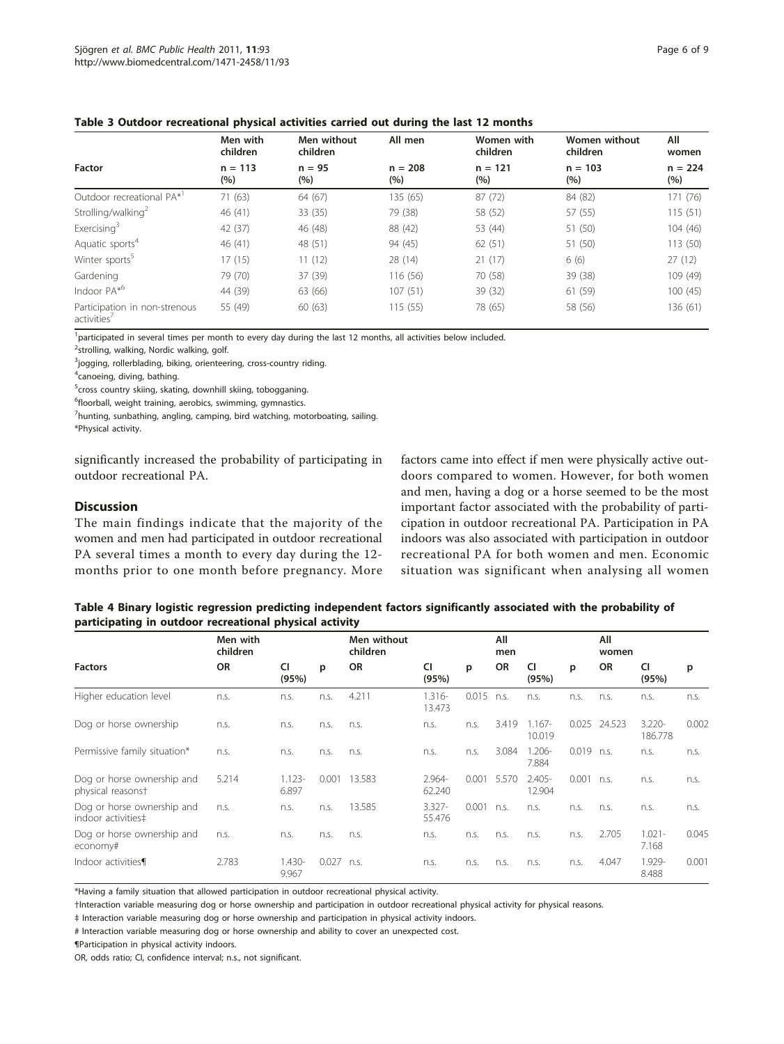**Table 3 Outdoor recreational physical activities carried out during the last 12 months**

| Factor | Men with children n = 113 (%) | Men without children n = 95 (%) | All men n = 208 (%) | Women with children n = 121 (%) | Women without children n = 103 (%) | All women n = 224 (%) |
|---|---|---|---|---|---|---|
| Outdoor recreational PA*[1] | 71 (63) | 64 (67) | 135 (65) | 87 (72) | 84 (82) | 171 (76) |
| Strolling/walking[2] | 46 (41) | 33 (35) | 79 (38) | 58 (52) | 57 (55) | 115 (51) |
| Exercising[3] | 42 (37) | 46 (48) | 88 (42) | 53 (44) | 51 (50) | 104 (46) |
| Aquatic sports[4] | 46 (41) | 48 (51) | 94 (45) | 62 (51) | 51 (50) | 113 (50) |
| Winter sports[5] | 17 (15) | 11 (12) | 28 (14) | 21 (17) | 6 (6) | 27 (12) |
| Gardening | 79 (70) | 37 (39) | 116 (56) | 70 (58) | 39 (38) | 109 (49) |
| Indoor PA*[6] | 44 (39) | 63 (66) | 107 (51) | 39 (32) | 61 (59) | 100 (45) |
| Participation in non-strenous activities[7] | 55 (49) | 60 (63) | 115 (55) | 78 (65) | 58 (56) | 136 (61) |

[1]participated in several times per month to every day during the last 12 months, all activities below included.
[2]strolling, walking, Nordic walking, golf.
[3]jogging, rollerblading, biking, orienteering, cross-country riding.
[4]canoeing, diving, bathing.
[5]cross country skiing, skating, downhill skiing, tobogganing.
[6]floorball, weight training, aerobics, swimming, gymnastics.
[7]hunting, sunbathing, angling, camping, bird watching, motorboating, sailing.
*Physical activity.

significantly increased the probability of participating in outdoor recreational PA.

## Discussion

The main findings indicate that the majority of the women and men had participated in outdoor recreational PA several times a month to every day during the 12-months prior to one month before pregnancy. More factors came into effect if men were physically active outdoors compared to women. However, for both women and men, having a dog or a horse seemed to be the most important factor associated with the probability of participation in outdoor recreational PA. Participation in PA indoors was also associated with participation in outdoor recreational PA for both women and men. Economic situation was significant when analysing all women

**Table 4 Binary logistic regression predicting independent factors significantly associated with the probability of participating in outdoor recreational physical activity**

| Factors | Men with children OR | CI (95%) | p | Men without children OR | CI (95%) | p | All men OR | CI (95%) | p | All women OR | CI (95%) | p |
|---|---|---|---|---|---|---|---|---|---|---|---|---|
| Higher education level | n.s. | n.s. | n.s. | 4.211 | 1.316-13.473 | 0.015 | n.s. | n.s. | n.s. | n.s. | n.s. | n.s. |
| Dog or horse ownership | n.s. | n.s. | n.s. | n.s. | n.s. | n.s. | 3.419 | 1.167-10.019 | 0.025 | 24.523 | 3.220-186.778 | 0.002 |
| Permissive family situation* | n.s. | n.s. | n.s. | n.s. | n.s. | n.s. | 3.084 | 1.206-7.884 | 0.019 | n.s. | n.s. | n.s. |
| Dog or horse ownership and physical reasons† | 5.214 | 1.123-6.897 | 0.001 | 13.583 | 2.964-62.240 | 0.001 | 5.570 | 2.405-12.904 | 0.001 | n.s. | n.s. | n.s. |
| Dog or horse ownership and indoor activities‡ | n.s. | n.s. | n.s. | 13.585 | 3.327-55.476 | 0.001 | n.s. | n.s. | n.s. | n.s. | n.s. | n.s. |
| Dog or horse ownership and economy# | n.s. | n.s. | n.s. | n.s. | n.s. | n.s. | n.s. | n.s. | n.s. | 2.705 | 1.021-7.168 | 0.045 |
| Indoor activities¶ | 2.783 | 1.430-9.967 | 0.027 | n.s. | n.s. | n.s. | n.s. | n.s. | n.s. | 4.047 | 1.929-8.488 | 0.001 |

*Having a family situation that allowed participation in outdoor recreational physical activity.
†Interaction variable measuring dog or horse ownership and participation in outdoor recreational physical activity for physical reasons.
‡ Interaction variable measuring dog or horse ownership and participation in physical activity indoors.
# Interaction variable measuring dog or horse ownership and ability to cover an unexpected cost.
¶Participation in physical activity indoors.
OR, odds ratio; CI, confidence interval; n.s., not significant.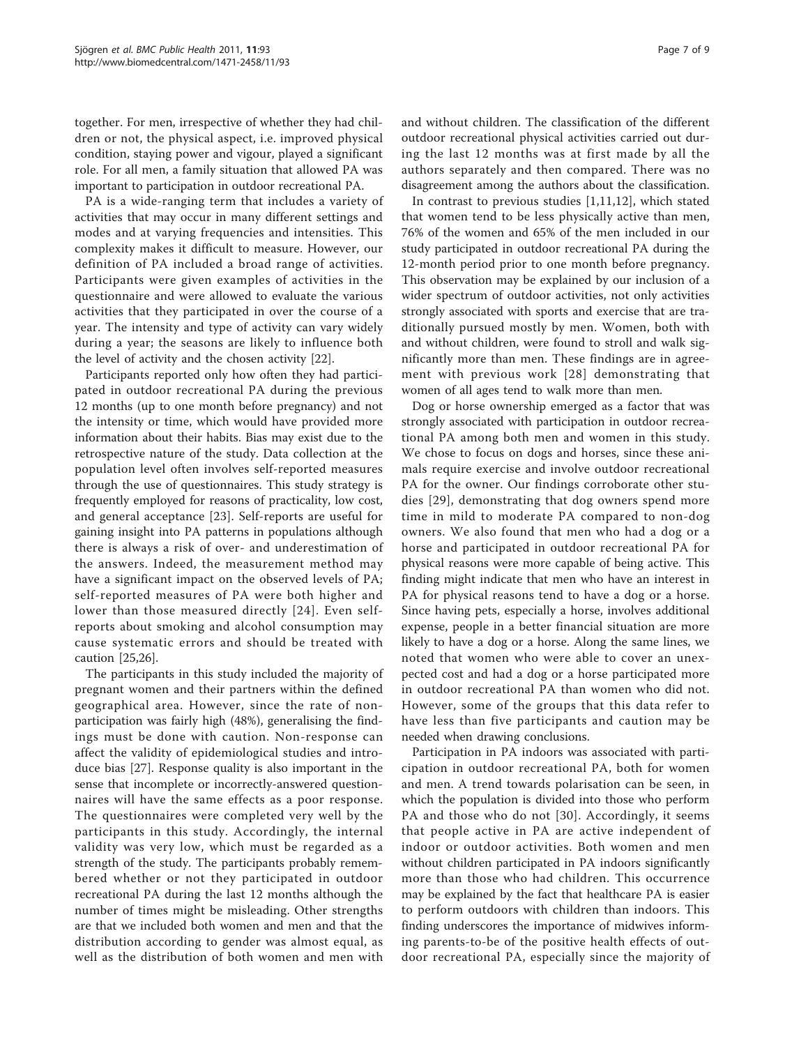together. For men, irrespective of whether they had children or not, the physical aspect, i.e. improved physical condition, staying power and vigour, played a significant role. For all men, a family situation that allowed PA was important to participation in outdoor recreational PA.

PA is a wide-ranging term that includes a variety of activities that may occur in many different settings and modes and at varying frequencies and intensities. This complexity makes it difficult to measure. However, our definition of PA included a broad range of activities. Participants were given examples of activities in the questionnaire and were allowed to evaluate the various activities that they participated in over the course of a year. The intensity and type of activity can vary widely during a year; the seasons are likely to influence both the level of activity and the chosen activity [22].

Participants reported only how often they had participated in outdoor recreational PA during the previous 12 months (up to one month before pregnancy) and not the intensity or time, which would have provided more information about their habits. Bias may exist due to the retrospective nature of the study. Data collection at the population level often involves self-reported measures through the use of questionnaires. This study strategy is frequently employed for reasons of practicality, low cost, and general acceptance [23]. Self-reports are useful for gaining insight into PA patterns in populations although there is always a risk of over- and underestimation of the answers. Indeed, the measurement method may have a significant impact on the observed levels of PA; self-reported measures of PA were both higher and lower than those measured directly [24]. Even self-reports about smoking and alcohol consumption may cause systematic errors and should be treated with caution [25,26].

The participants in this study included the majority of pregnant women and their partners within the defined geographical area. However, since the rate of non-participation was fairly high (48%), generalising the findings must be done with caution. Non-response can affect the validity of epidemiological studies and introduce bias [27]. Response quality is also important in the sense that incomplete or incorrectly-answered questionnaires will have the same effects as a poor response. The questionnaires were completed very well by the participants in this study. Accordingly, the internal validity was very low, which must be regarded as a strength of the study. The participants probably remembered whether or not they participated in outdoor recreational PA during the last 12 months although the number of times might be misleading. Other strengths are that we included both women and men and that the distribution according to gender was almost equal, as well as the distribution of both women and men with and without children. The classification of the different outdoor recreational physical activities carried out during the last 12 months was at first made by all the authors separately and then compared. There was no disagreement among the authors about the classification.

In contrast to previous studies [1,11,12], which stated that women tend to be less physically active than men, 76% of the women and 65% of the men included in our study participated in outdoor recreational PA during the 12-month period prior to one month before pregnancy. This observation may be explained by our inclusion of a wider spectrum of outdoor activities, not only activities strongly associated with sports and exercise that are traditionally pursued mostly by men. Women, both with and without children, were found to stroll and walk significantly more than men. These findings are in agreement with previous work [28] demonstrating that women of all ages tend to walk more than men.

Dog or horse ownership emerged as a factor that was strongly associated with participation in outdoor recreational PA among both men and women in this study. We chose to focus on dogs and horses, since these animals require exercise and involve outdoor recreational PA for the owner. Our findings corroborate other studies [29], demonstrating that dog owners spend more time in mild to moderate PA compared to non-dog owners. We also found that men who had a dog or a horse and participated in outdoor recreational PA for physical reasons were more capable of being active. This finding might indicate that men who have an interest in PA for physical reasons tend to have a dog or a horse. Since having pets, especially a horse, involves additional expense, people in a better financial situation are more likely to have a dog or a horse. Along the same lines, we noted that women who were able to cover an unexpected cost and had a dog or a horse participated more in outdoor recreational PA than women who did not. However, some of the groups that this data refer to have less than five participants and caution may be needed when drawing conclusions.

Participation in PA indoors was associated with participation in outdoor recreational PA, both for women and men. A trend towards polarisation can be seen, in which the population is divided into those who perform PA and those who do not [30]. Accordingly, it seems that people active in PA are active independent of indoor or outdoor activities. Both women and men without children participated in PA indoors significantly more than those who had children. This occurrence may be explained by the fact that healthcare PA is easier to perform outdoors with children than indoors. This finding underscores the importance of midwives informing parents-to-be of the positive health effects of outdoor recreational PA, especially since the majority of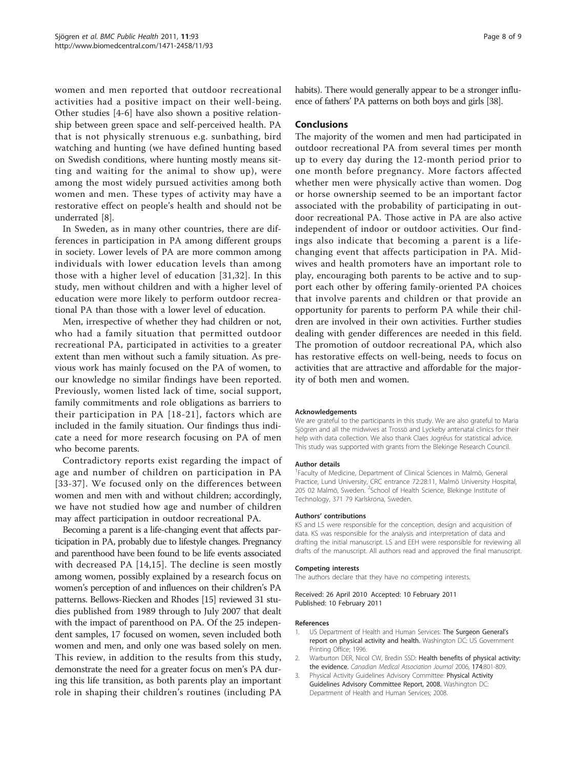women and men reported that outdoor recreational activities had a positive impact on their well-being. Other studies [4-6] have also shown a positive relationship between green space and self-perceived health. PA that is not physically strenuous e.g. sunbathing, bird watching and hunting (we have defined hunting based on Swedish conditions, where hunting mostly means sitting and waiting for the animal to show up), were among the most widely pursued activities among both women and men. These types of activity may have a restorative effect on people's health and should not be underrated [8].

In Sweden, as in many other countries, there are differences in participation in PA among different groups in society. Lower levels of PA are more common among individuals with lower education levels than among those with a higher level of education [31,32]. In this study, men without children and with a higher level of education were more likely to perform outdoor recreational PA than those with a lower level of education.

Men, irrespective of whether they had children or not, who had a family situation that permitted outdoor recreational PA, participated in activities to a greater extent than men without such a family situation. As previous work has mainly focused on the PA of women, to our knowledge no similar findings have been reported. Previously, women listed lack of time, social support, family commitments and role obligations as barriers to their participation in PA [18-21], factors which are included in the family situation. Our findings thus indicate a need for more research focusing on PA of men who become parents.

Contradictory reports exist regarding the impact of age and number of children on participation in PA [33-37]. We focused only on the differences between women and men with and without children; accordingly, we have not studied how age and number of children may affect participation in outdoor recreational PA.

Becoming a parent is a life-changing event that affects participation in PA, probably due to lifestyle changes. Pregnancy and parenthood have been found to be life events associated with decreased PA [14,15]. The decline is seen mostly among women, possibly explained by a research focus on women's perception of and influences on their children's PA patterns. Bellows-Riecken and Rhodes [15] reviewed 31 studies published from 1989 through to July 2007 that dealt with the impact of parenthood on PA. Of the 25 independent samples, 17 focused on women, seven included both women and men, and only one was based solely on men. This review, in addition to the results from this study, demonstrate the need for a greater focus on men's PA during this life transition, as both parents play an important role in shaping their children's routines (including PA habits). There would generally appear to be a stronger influence of fathers' PA patterns on both boys and girls [38].

## Conclusions

The majority of the women and men had participated in outdoor recreational PA from several times per month up to every day during the 12-month period prior to one month before pregnancy. More factors affected whether men were physically active than women. Dog or horse ownership seemed to be an important factor associated with the probability of participating in outdoor recreational PA. Those active in PA are also active independent of indoor or outdoor activities. Our findings also indicate that becoming a parent is a life-changing event that affects participation in PA. Midwives and health promoters have an important role to play, encouraging both parents to be active and to support each other by offering family-oriented PA choices that involve parents and children or that provide an opportunity for parents to perform PA while their children are involved in their own activities. Further studies dealing with gender differences are needed in this field. The promotion of outdoor recreational PA, which also has restorative effects on well-being, needs to focus on activities that are attractive and affordable for the majority of both men and women.

#### Acknowledgements

We are grateful to the participants in this study. We are also grateful to Maria Sjögren and all the midwives at Trossö and Lyckeby antenatal clinics for their help with data collection. We also thank Claes Jogréus for statistical advice. This study was supported with grants from the Blekinge Research Council.

#### Author details

[1]Faculty of Medicine, Department of Clinical Sciences in Malmö, General Practice, Lund University, CRC entrance 72:28:11, Malmö University Hospital, 205 02 Malmö, Sweden. [2]School of Health Science, Blekinge Institute of Technology, 371 79 Karlskrona, Sweden.

#### Authors' contributions

KS and LS were responsible for the conception, design and acquisition of data. KS was responsible for the analysis and interpretation of data and drafting the initial manuscript. LS and EEH were responsible for reviewing all drafts of the manuscript. All authors read and approved the final manuscript.

#### Competing interests

The authors declare that they have no competing interests.

Received: 26 April 2010 Accepted: 10 February 2011
Published: 10 February 2011

#### References

1. US Department of Health and Human Services: **The Surgeon General's report on physical activity and health.** Washington DC: US Government Printing Office; 1996.
2. Warburton DER, Nicol CW, Bredin SSD: **Health benefits of physical activity: the evidence.** *Canadian Medical Association Journal* 2006, **174**:801-809.
3. Physical Activity Guidelines Advisory Committee: **Physical Activity Guidelines Advisory Committee Report, 2008.** Washington DC: Department of Health and Human Services; 2008.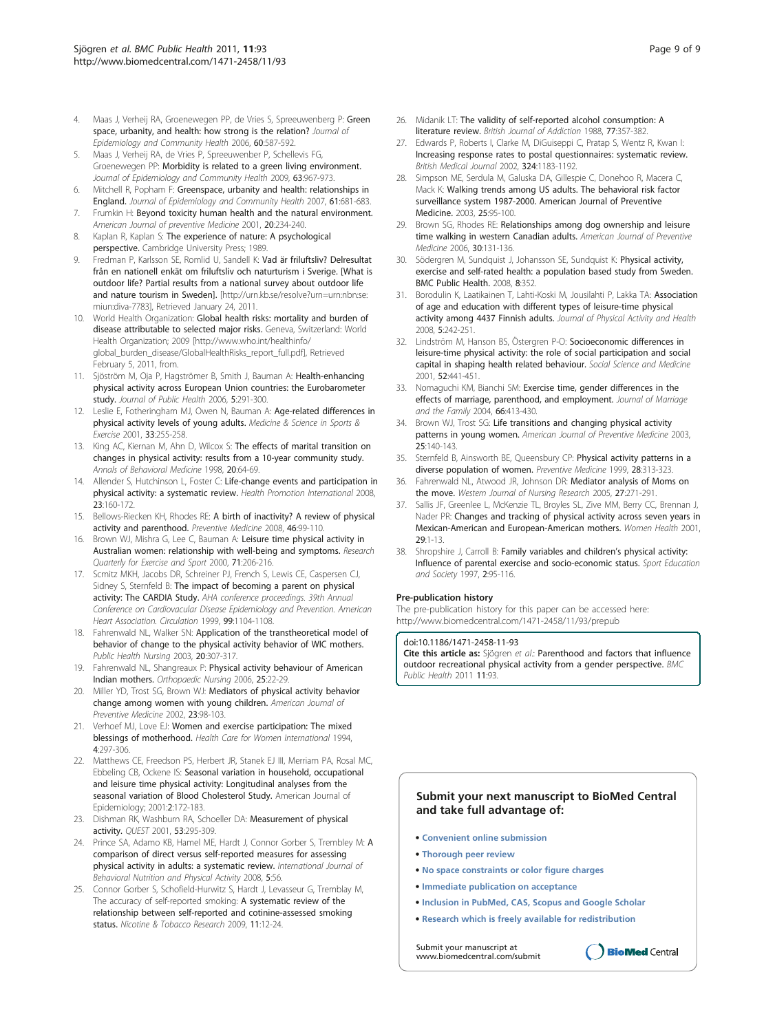4. Maas J, Verheij RA, Groenewegen PP, de Vries S, Spreeuwenberg P: **Green space, urbanity, and health: how strong is the relation?** *Journal of Epidemiology and Community Health* 2006, **60**:587-592.
5. Maas J, Verheij RA, de Vries P, Spreeuwenber P, Schellevis FG, Groenewegen PP: **Morbidity is related to a green living environment.** *Journal of Epidemiology and Community Health* 2009, **63**:967-973.
6. Mitchell R, Popham F: **Greenspace, urbanity and health: relationships in England.** *Journal of Epidemiology and Community Health* 2007, **61**:681-683.
7. Frumkin H: **Beyond toxicity human health and the natural environment.** *American Journal of preventive Medicine* 2001, **20**:234-240.
8. Kaplan R, Kaplan S: **The experience of nature: A psychological perspective.** Cambridge University Press; 1989.
9. Fredman P, Karlsson SE, Romlid U, Sandell K: **Vad är friluftsliv? Delresultat från en nationell enkät om friluftsliv och naturturism i Sverige. [What is outdoor life? Partial results from a national survey about outdoor life and nature tourism in Sweden].** [http://urn.kb.se/resolve?urn=urn:nbn:se:miun:diva-7783], Retrieved January 24, 2011.
10. World Health Organization: **Global health risks: mortality and burden of disease attributable to selected major risks.** Geneva, Switzerland: World Health Organization; 2009 [http://www.who.int/healthinfo/global_burden_disease/GlobalHealthRisks_report_full.pdf], Retrieved February 5, 2011, from.
11. Sjöström M, Oja P, Hagströmer B, Smith J, Bauman A: **Health-enhancing physical activity across European Union countries: the Eurobarometer study.** *Journal of Public Health* 2006, **5**:291-300.
12. Leslie E, Fotheringham MJ, Owen N, Bauman A: **Age-related differences in physical activity levels of young adults.** *Medicine & Science in Sports & Exercise* 2001, **33**:255-258.
13. King AC, Kiernan M, Ahn D, Wilcox S: **The effects of marital transition on changes in physical activity: results from a 10-year community study.** *Annals of Behavioral Medicine* 1998, **20**:64-69.
14. Allender S, Hutchinson L, Foster C: **Life-change events and participation in physical activity: a systematic review.** *Health Promotion International* 2008, **23**:160-172.
15. Bellows-Riecken KH, Rhodes RE: **A birth of inactivity? A review of physical activity and parenthood.** *Preventive Medicine* 2008, **46**:99-110.
16. Brown WJ, Mishra G, Lee C, Bauman A: **Leisure time physical activity in Australian women: relationship with well-being and symptoms.** *Research Quarterly for Exercise and Sport* 2000, **71**:206-216.
17. Scmitz MKH, Jacobs DR, Schreiner PJ, French S, Lewis CE, Caspersen CJ, Sidney S, Sternfeld B: **The impact of becoming a parent on physical activity: The CARDIA Study.** *AHA conference proceedings. 39th Annual Conference on Cardiovascular Disease Epidemiology and Prevention. American Heart Association. Circulation* 1999, **99**:1104-1108.
18. Fahrenwald NL, Walker SN: **Application of the transtheoretical model of behavior of change to the physical activity behavior of WIC mothers.** *Public Health Nursing* 2003, **20**:307-317.
19. Fahrenwald NL, Shangreaux P: **Physical activity behaviour of American Indian mothers.** *Orthopaedic Nursing* 2006, **25**:22-29.
20. Miller YD, Trost SG, Brown WJ: **Mediators of physical activity behavior change among women with young children.** *American Journal of Preventive Medicine* 2002, **23**:98-103.
21. Verhoef MJ, Love EJ: **Women and exercise participation: The mixed blessings of motherhood.** *Health Care for Women International* 1994, **4**:297-306.
22. Matthews CE, Freedson PS, Herbert JR, Stanek EJ III, Merriam PA, Rosal MC, Ebbeling CB, Ockene IS: **Seasonal variation in household, occupational and leisure time physical activity: Longitudinal analyses from the seasonal variation of Blood Cholesterol Study.** American Journal of Epidemiology; 2001:**2**:172-183.
23. Dishman RK, Washburn RA, Schoeller DA: **Measurement of physical activity.** *QUEST* 2001, **53**:295-309.
24. Prince SA, Adamo KB, Hamel ME, Hardt J, Connor Gorber S, Trembley M: **A comparison of direct versus self-reported measures for assessing physical activity in adults: a systematic review.** *International Journal of Behavioral Nutrition and Physical Activity* 2008, **5**:56.
25. Connor Gorber S, Schofield-Hurwitz S, Hardt J, Levasseur G, Tremblay M, The accuracy of self-reported smoking: **A systematic review of the relationship between self-reported and cotinine-assessed smoking status.** *Nicotine & Tobacco Research* 2009, **11**:12-24.
26. Midanik LT: **The validity of self-reported alcohol consumption: A literature review.** *British Journal of Addiction* 1988, **77**:357-382.
27. Edwards P, Roberts I, Clarke M, DiGuiseppi C, Pratap S, Wentz R, Kwan I: **Increasing response rates to postal questionnaires: systematic review.** *British Medical Journal* 2002, **324**:1183-1192.
28. Simpson ME, Serdula M, Galuska DA, Gillespie C, Donehoo R, Macera C, Mack K: **Walking trends among US adults. The behavioral risk factor surveillance system 1987-2000. American Journal of Preventive Medicine.** 2003, **25**:95-100.
29. Brown SG, Rhodes RE: **Relationships among dog ownership and leisure time walking in western Canadian adults.** *American Journal of Preventive Medicine* 2006, **30**:131-136.
30. Södergren M, Sundquist J, Johansson SE, Sundquist K: **Physical activity, exercise and self-rated health: a population based study from Sweden. BMC Public Health.** 2008, **8**:352.
31. Borodulin K, Laatikainen T, Lahti-Koski M, Jousilahti P, Lakka TA: **Association of age and education with different types of leisure-time physical activity among 4437 Finnish adults.** *Journal of Physical Activity and Health* 2008, **5**:242-251.
32. Lindström M, Hanson BS, Östergren P-O: **Socioeconomic differences in leisure-time physical activity: the role of social participation and social capital in shaping health related behaviour.** *Social Science and Medicine* 2001, **52**:441-451.
33. Nomaguchi KM, Bianchi SM: **Exercise time, gender differences in the effects of marriage, parenthood, and employment.** *Journal of Marriage and the Family* 2004, **66**:413-430.
34. Brown WJ, Trost SG: **Life transitions and changing physical activity patterns in young women.** *American Journal of Preventive Medicine* 2003, **25**:140-143.
35. Sternfeld B, Ainsworth BE, Queensbury CP: **Physical activity patterns in a diverse population of women.** *Preventive Medicine* 1999, **28**:313-323.
36. Fahrenwald NL, Atwood JR, Johnson DR: **Mediator analysis of Moms on the move.** *Western Journal of Nursing Research* 2005, **27**:271-291.
37. Sallis JF, Greenlee L, McKenzie TL, Broyles SL, Zive MM, Berry CC, Brennan J, Nader PR: **Changes and tracking of physical activity across seven years in Mexican-American and European-American mothers.** *Women Health* 2001, **29**:1-13.
38. Shropshire J, Carroll B: **Family variables and children's physical activity: Influence of parental exercise and socio-economic status.** *Sport Education and Society* 1997, **2**:95-116.

### Pre-publication history

The pre-publication history for this paper can be accessed here:
http://www.biomedcentral.com/1471-2458/11/93/prepub

doi:10.1186/1471-2458-11-93

**Cite this article as:** Sjögren *et al.*: Parenthood and factors that influence outdoor recreational physical activity from a gender perspective. *BMC Public Health* 2011 **11**:93.

**Submit your next manuscript to BioMed Central and take full advantage of:**

- **Convenient online submission**
- **Thorough peer review**
- **No space constraints or color figure charges**
- **Immediate publication on acceptance**
- **Inclusion in PubMed, CAS, Scopus and Google Scholar**
- **Research which is freely available for redistribution**

Submit your manuscript at
www.biomedcentral.com/submit

BioMed Central